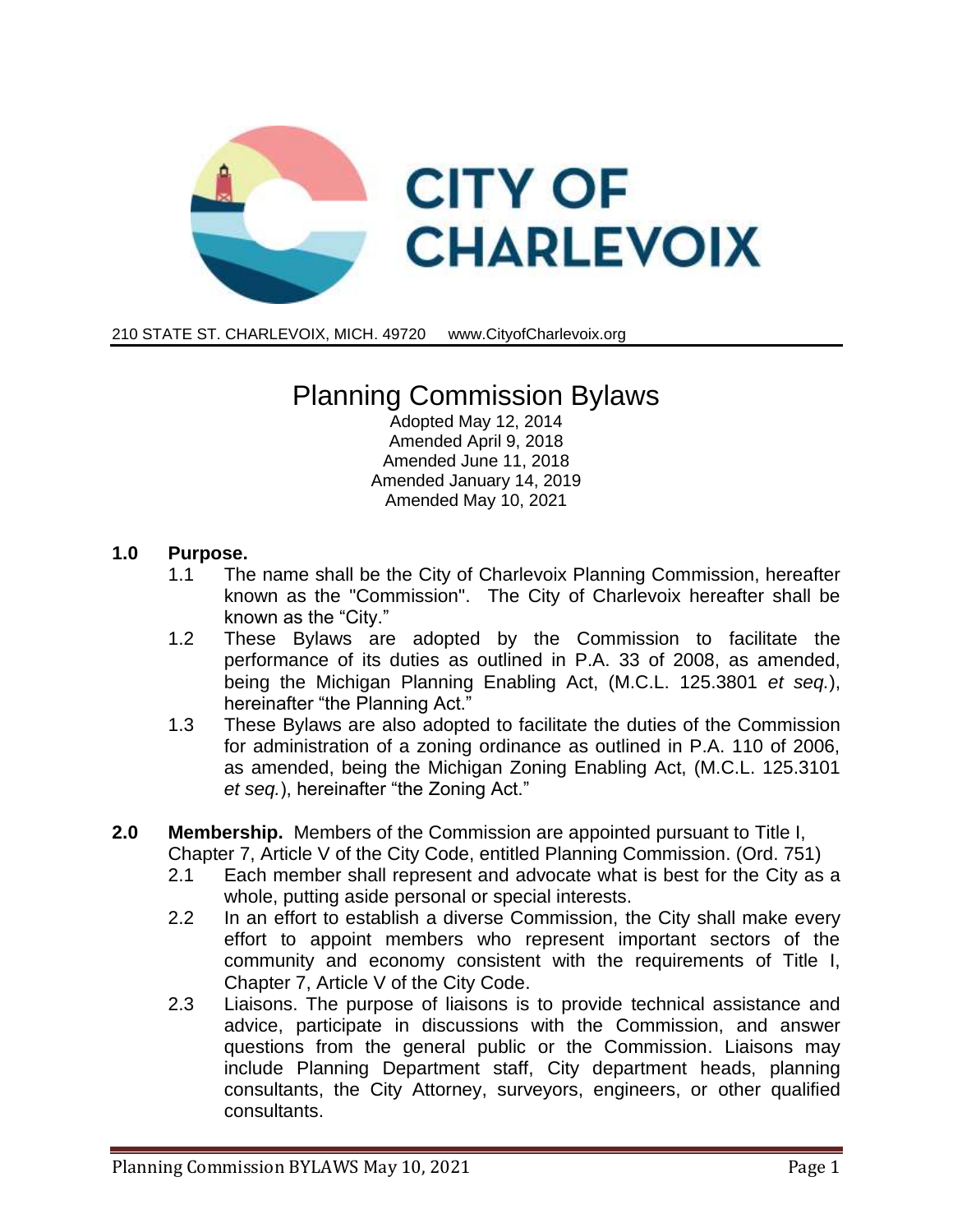# CITY OF CHARLEVOIX

210 STATE ST. CHARLEVOIX, MICH. 49720     www.CityofCharlevoix.org

## Planning Commission Bylaws

Adopted May 12, 2014
Amended April 9, 2018
Amended June 11, 2018
Amended January 14, 2019
Amended May 10, 2021

### 1.0 Purpose.

1.1 The name shall be the City of Charlevoix Planning Commission, hereafter known as the "Commission". The City of Charlevoix hereafter shall be known as the "City."

1.2 These Bylaws are adopted by the Commission to facilitate the performance of its duties as outlined in P.A. 33 of 2008, as amended, being the Michigan Planning Enabling Act, (M.C.L. 125.3801 *et seq.*), hereinafter "the Planning Act."

1.3 These Bylaws are also adopted to facilitate the duties of the Commission for administration of a zoning ordinance as outlined in P.A. 110 of 2006, as amended, being the Michigan Zoning Enabling Act, (M.C.L. 125.3101 *et seq.*), hereinafter "the Zoning Act."

### 2.0 Membership.

Members of the Commission are appointed pursuant to Title I, Chapter 7, Article V of the City Code, entitled Planning Commission. (Ord. 751)

2.1 Each member shall represent and advocate what is best for the City as a whole, putting aside personal or special interests.

2.2 In an effort to establish a diverse Commission, the City shall make every effort to appoint members who represent important sectors of the community and economy consistent with the requirements of Title I, Chapter 7, Article V of the City Code.

2.3 Liaisons. The purpose of liaisons is to provide technical assistance and advice, participate in discussions with the Commission, and answer questions from the general public or the Commission. Liaisons may include Planning Department staff, City department heads, planning consultants, the City Attorney, surveyors, engineers, or other qualified consultants.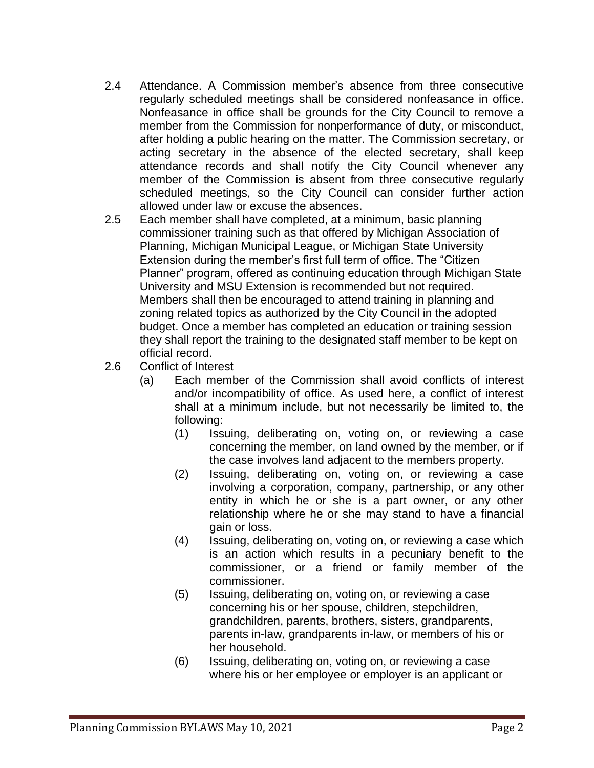2.4 Attendance. A Commission member's absence from three consecutive regularly scheduled meetings shall be considered nonfeasance in office. Nonfeasance in office shall be grounds for the City Council to remove a member from the Commission for nonperformance of duty, or misconduct, after holding a public hearing on the matter. The Commission secretary, or acting secretary in the absence of the elected secretary, shall keep attendance records and shall notify the City Council whenever any member of the Commission is absent from three consecutive regularly scheduled meetings, so the City Council can consider further action allowed under law or excuse the absences.

2.5 Each member shall have completed, at a minimum, basic planning commissioner training such as that offered by Michigan Association of Planning, Michigan Municipal League, or Michigan State University Extension during the member's first full term of office. The "Citizen Planner" program, offered as continuing education through Michigan State University and MSU Extension is recommended but not required. Members shall then be encouraged to attend training in planning and zoning related topics as authorized by the City Council in the adopted budget. Once a member has completed an education or training session they shall report the training to the designated staff member to be kept on official record.

2.6 Conflict of Interest

- (a) Each member of the Commission shall avoid conflicts of interest and/or incompatibility of office. As used here, a conflict of interest shall at a minimum include, but not necessarily be limited to, the following:
  - (1) Issuing, deliberating on, voting on, or reviewing a case concerning the member, on land owned by the member, or if the case involves land adjacent to the members property.
  - (2) Issuing, deliberating on, voting on, or reviewing a case involving a corporation, company, partnership, or any other entity in which he or she is a part owner, or any other relationship where he or she may stand to have a financial gain or loss.
  - (4) Issuing, deliberating on, voting on, or reviewing a case which is an action which results in a pecuniary benefit to the commissioner, or a friend or family member of the commissioner.
  - (5) Issuing, deliberating on, voting on, or reviewing a case concerning his or her spouse, children, stepchildren, grandchildren, parents, brothers, sisters, grandparents, parents in-law, grandparents in-law, or members of his or her household.
  - (6) Issuing, deliberating on, voting on, or reviewing a case where his or her employee or employer is an applicant or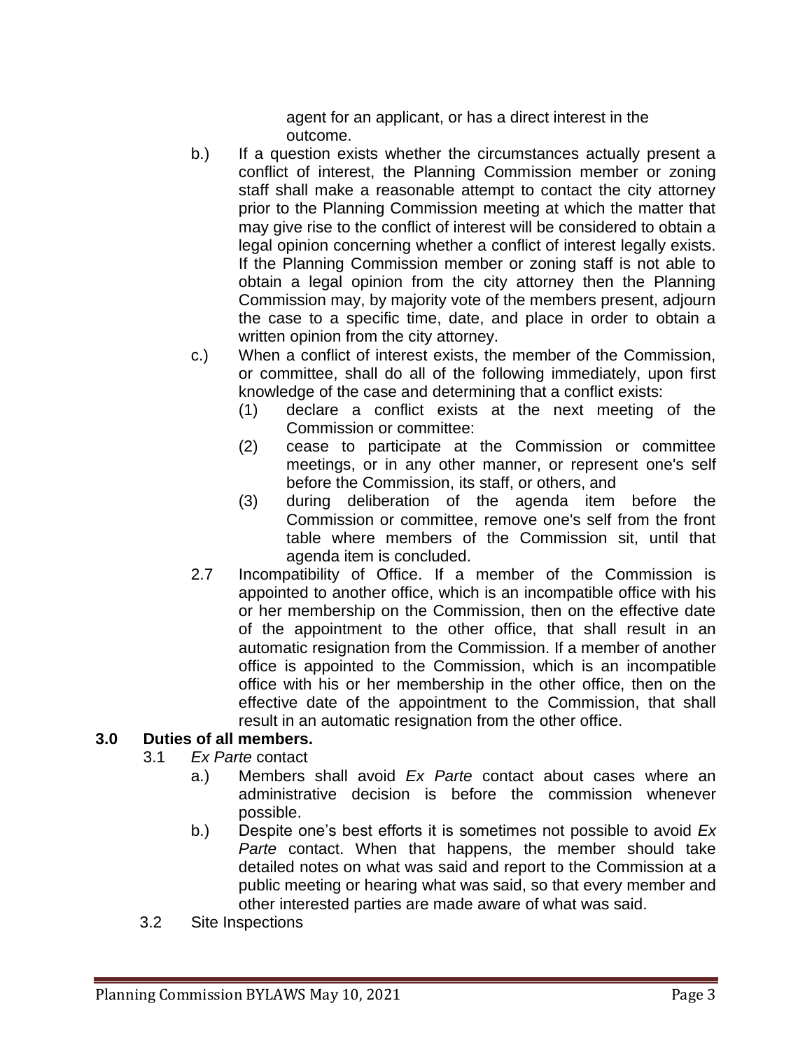agent for an applicant, or has a direct interest in the outcome.

b.) If a question exists whether the circumstances actually present a conflict of interest, the Planning Commission member or zoning staff shall make a reasonable attempt to contact the city attorney prior to the Planning Commission meeting at which the matter that may give rise to the conflict of interest will be considered to obtain a legal opinion concerning whether a conflict of interest legally exists. If the Planning Commission member or zoning staff is not able to obtain a legal opinion from the city attorney then the Planning Commission may, by majority vote of the members present, adjourn the case to a specific time, date, and place in order to obtain a written opinion from the city attorney.

c.) When a conflict of interest exists, the member of the Commission, or committee, shall do all of the following immediately, upon first knowledge of the case and determining that a conflict exists:

(1) declare a conflict exists at the next meeting of the Commission or committee:

(2) cease to participate at the Commission or committee meetings, or in any other manner, or represent one's self before the Commission, its staff, or others, and

(3) during deliberation of the agenda item before the Commission or committee, remove one's self from the front table where members of the Commission sit, until that agenda item is concluded.

2.7 Incompatibility of Office. If a member of the Commission is appointed to another office, which is an incompatible office with his or her membership on the Commission, then on the effective date of the appointment to the other office, that shall result in an automatic resignation from the Commission. If a member of another office is appointed to the Commission, which is an incompatible office with his or her membership in the other office, then on the effective date of the appointment to the Commission, that shall result in an automatic resignation from the other office.

## 3.0 Duties of all members.

3.1 *Ex Parte* contact

a.) Members shall avoid *Ex Parte* contact about cases where an administrative decision is before the commission whenever possible.

b.) Despite one's best efforts it is sometimes not possible to avoid *Ex Parte* contact. When that happens, the member should take detailed notes on what was said and report to the Commission at a public meeting or hearing what was said, so that every member and other interested parties are made aware of what was said.

3.2 Site Inspections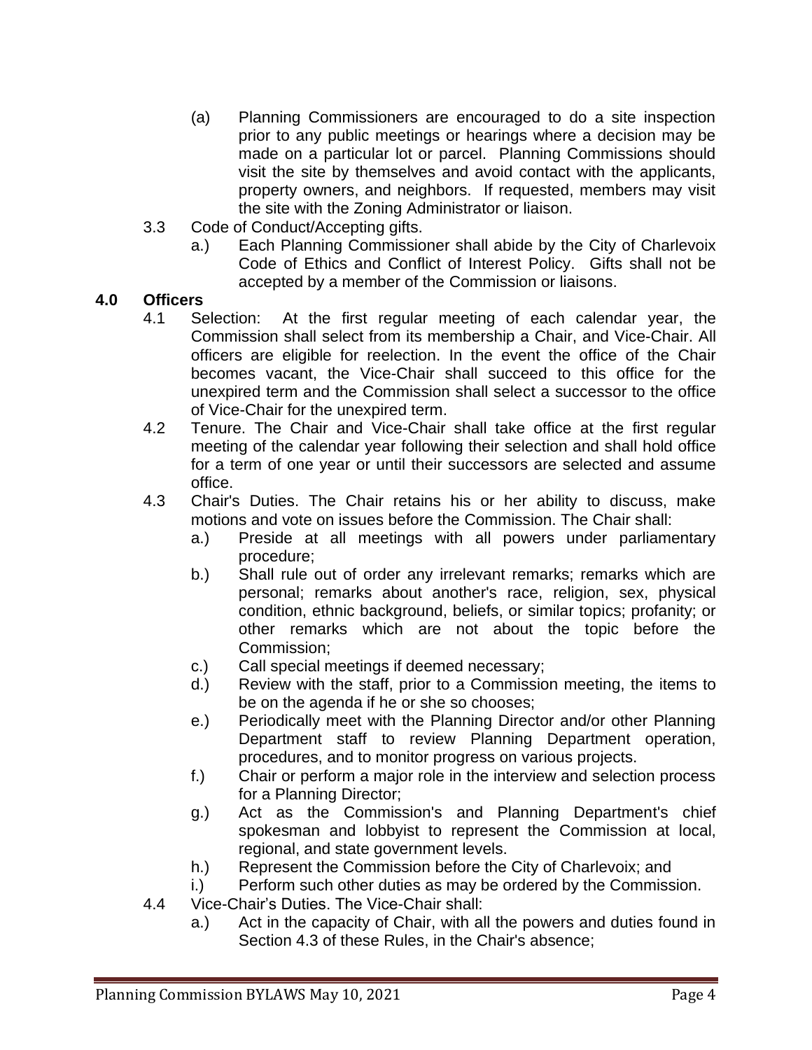(a) Planning Commissioners are encouraged to do a site inspection prior to any public meetings or hearings where a decision may be made on a particular lot or parcel. Planning Commissions should visit the site by themselves and avoid contact with the applicants, property owners, and neighbors. If requested, members may visit the site with the Zoning Administrator or liaison.

3.3 Code of Conduct/Accepting gifts.

a.) Each Planning Commissioner shall abide by the City of Charlevoix Code of Ethics and Conflict of Interest Policy. Gifts shall not be accepted by a member of the Commission or liaisons.

## 4.0 Officers

4.1 Selection: At the first regular meeting of each calendar year, the Commission shall select from its membership a Chair, and Vice-Chair. All officers are eligible for reelection. In the event the office of the Chair becomes vacant, the Vice-Chair shall succeed to this office for the unexpired term and the Commission shall select a successor to the office of Vice-Chair for the unexpired term.

4.2 Tenure. The Chair and Vice-Chair shall take office at the first regular meeting of the calendar year following their selection and shall hold office for a term of one year or until their successors are selected and assume office.

4.3 Chair's Duties. The Chair retains his or her ability to discuss, make motions and vote on issues before the Commission. The Chair shall:

a.) Preside at all meetings with all powers under parliamentary procedure;

b.) Shall rule out of order any irrelevant remarks; remarks which are personal; remarks about another's race, religion, sex, physical condition, ethnic background, beliefs, or similar topics; profanity; or other remarks which are not about the topic before the Commission;

c.) Call special meetings if deemed necessary;

d.) Review with the staff, prior to a Commission meeting, the items to be on the agenda if he or she so chooses;

e.) Periodically meet with the Planning Director and/or other Planning Department staff to review Planning Department operation, procedures, and to monitor progress on various projects.

f.) Chair or perform a major role in the interview and selection process for a Planning Director;

g.) Act as the Commission's and Planning Department's chief spokesman and lobbyist to represent the Commission at local, regional, and state government levels.

h.) Represent the Commission before the City of Charlevoix; and

i.) Perform such other duties as may be ordered by the Commission.

4.4 Vice-Chair's Duties. The Vice-Chair shall:

a.) Act in the capacity of Chair, with all the powers and duties found in Section 4.3 of these Rules, in the Chair's absence;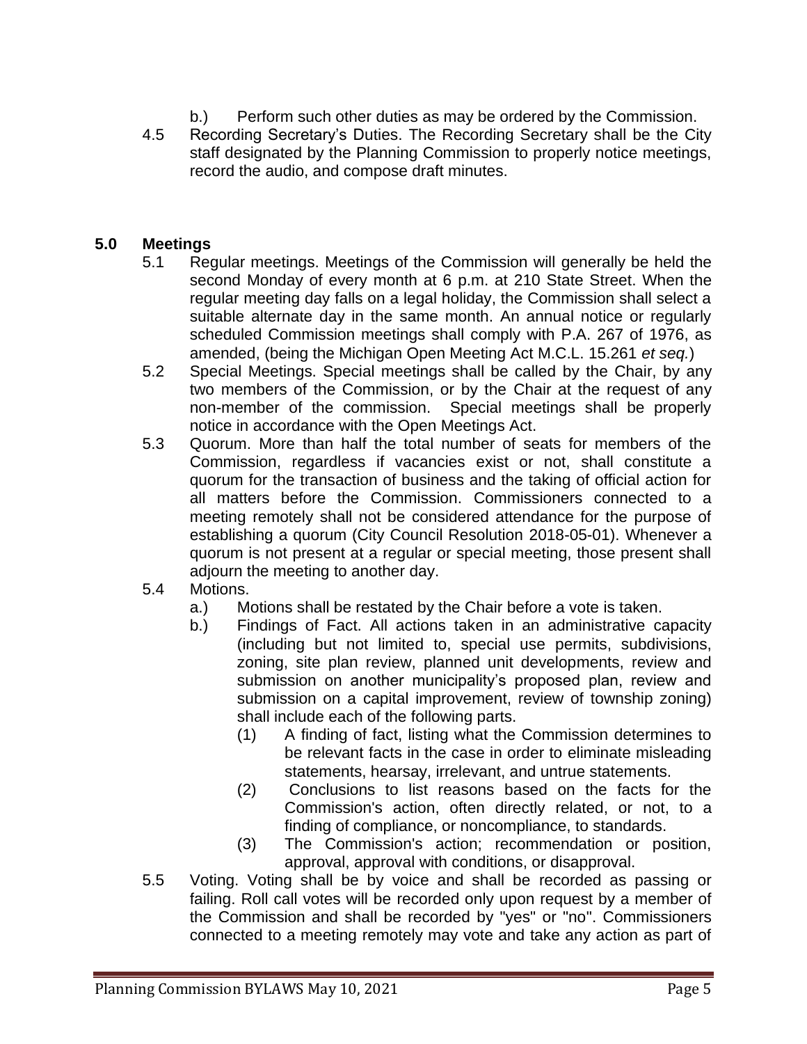b.) Perform such other duties as may be ordered by the Commission.

4.5 Recording Secretary's Duties. The Recording Secretary shall be the City staff designated by the Planning Commission to properly notice meetings, record the audio, and compose draft minutes.

## 5.0 Meetings

5.1 Regular meetings. Meetings of the Commission will generally be held the second Monday of every month at 6 p.m. at 210 State Street. When the regular meeting day falls on a legal holiday, the Commission shall select a suitable alternate day in the same month. An annual notice or regularly scheduled Commission meetings shall comply with P.A. 267 of 1976, as amended, (being the Michigan Open Meeting Act M.C.L. 15.261 *et seq.*)

5.2 Special Meetings. Special meetings shall be called by the Chair, by any two members of the Commission, or by the Chair at the request of any non-member of the commission. Special meetings shall be properly notice in accordance with the Open Meetings Act.

5.3 Quorum. More than half the total number of seats for members of the Commission, regardless if vacancies exist or not, shall constitute a quorum for the transaction of business and the taking of official action for all matters before the Commission. Commissioners connected to a meeting remotely shall not be considered attendance for the purpose of establishing a quorum (City Council Resolution 2018-05-01). Whenever a quorum is not present at a regular or special meeting, those present shall adjourn the meeting to another day.

5.4 Motions.

a.) Motions shall be restated by the Chair before a vote is taken.

b.) Findings of Fact. All actions taken in an administrative capacity (including but not limited to, special use permits, subdivisions, zoning, site plan review, planned unit developments, review and submission on another municipality's proposed plan, review and submission on a capital improvement, review of township zoning) shall include each of the following parts.

(1) A finding of fact, listing what the Commission determines to be relevant facts in the case in order to eliminate misleading statements, hearsay, irrelevant, and untrue statements.

(2) Conclusions to list reasons based on the facts for the Commission's action, often directly related, or not, to a finding of compliance, or noncompliance, to standards.

(3) The Commission's action; recommendation or position, approval, approval with conditions, or disapproval.

5.5 Voting. Voting shall be by voice and shall be recorded as passing or failing. Roll call votes will be recorded only upon request by a member of the Commission and shall be recorded by "yes" or "no". Commissioners connected to a meeting remotely may vote and take any action as part of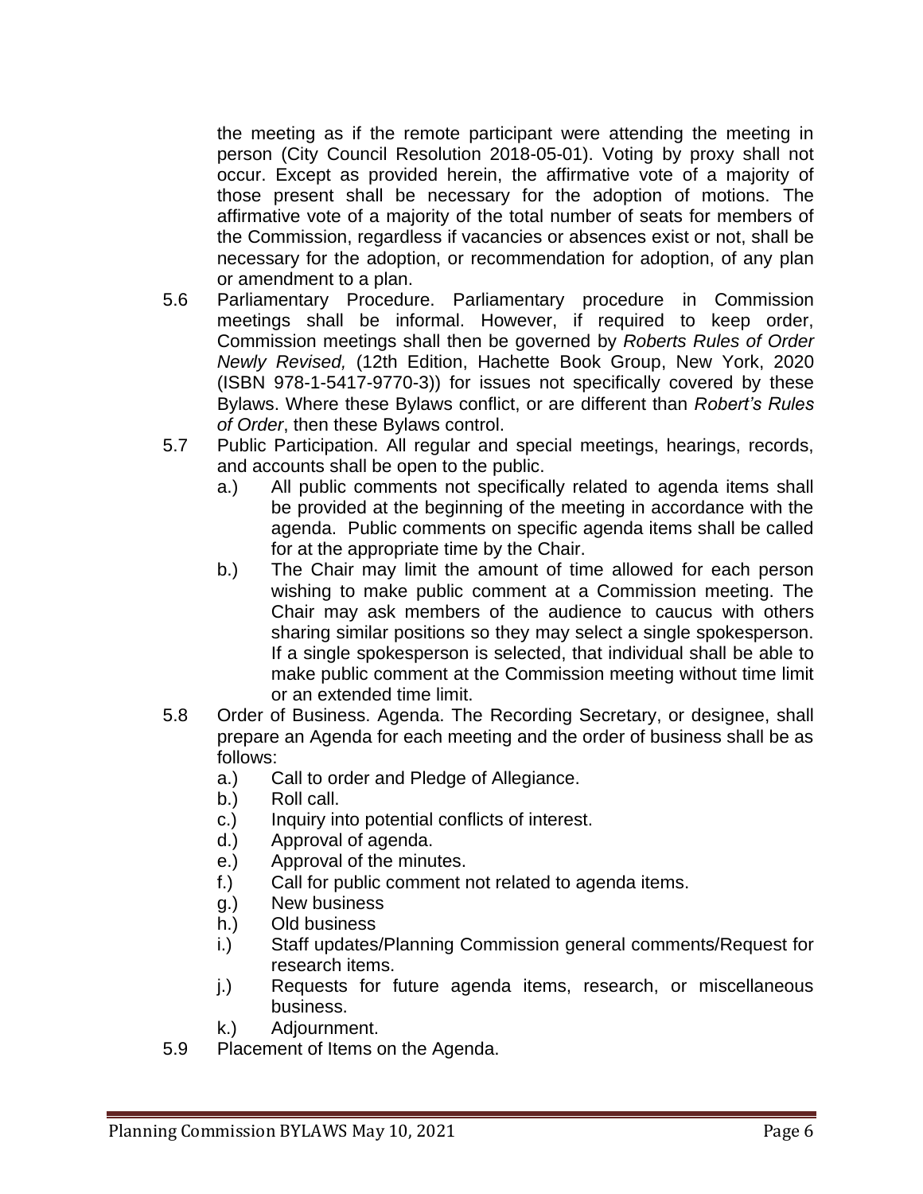the meeting as if the remote participant were attending the meeting in person (City Council Resolution 2018-05-01). Voting by proxy shall not occur. Except as provided herein, the affirmative vote of a majority of those present shall be necessary for the adoption of motions. The affirmative vote of a majority of the total number of seats for members of the Commission, regardless if vacancies or absences exist or not, shall be necessary for the adoption, or recommendation for adoption, of any plan or amendment to a plan.

5.6 Parliamentary Procedure. Parliamentary procedure in Commission meetings shall be informal. However, if required to keep order, Commission meetings shall then be governed by *Roberts Rules of Order Newly Revised,* (12th Edition, Hachette Book Group, New York, 2020 (ISBN 978-1-5417-9770-3)) for issues not specifically covered by these Bylaws. Where these Bylaws conflict, or are different than *Robert's Rules of Order*, then these Bylaws control.

5.7 Public Participation. All regular and special meetings, hearings, records, and accounts shall be open to the public.

- a.) All public comments not specifically related to agenda items shall be provided at the beginning of the meeting in accordance with the agenda. Public comments on specific agenda items shall be called for at the appropriate time by the Chair.
- b.) The Chair may limit the amount of time allowed for each person wishing to make public comment at a Commission meeting. The Chair may ask members of the audience to caucus with others sharing similar positions so they may select a single spokesperson. If a single spokesperson is selected, that individual shall be able to make public comment at the Commission meeting without time limit or an extended time limit.

5.8 Order of Business. Agenda. The Recording Secretary, or designee, shall prepare an Agenda for each meeting and the order of business shall be as follows:

- a.) Call to order and Pledge of Allegiance.
- b.) Roll call.
- c.) Inquiry into potential conflicts of interest.
- d.) Approval of agenda.
- e.) Approval of the minutes.
- f.) Call for public comment not related to agenda items.
- g.) New business
- h.) Old business
- i.) Staff updates/Planning Commission general comments/Request for research items.
- j.) Requests for future agenda items, research, or miscellaneous business.
- k.) Adjournment.

5.9 Placement of Items on the Agenda.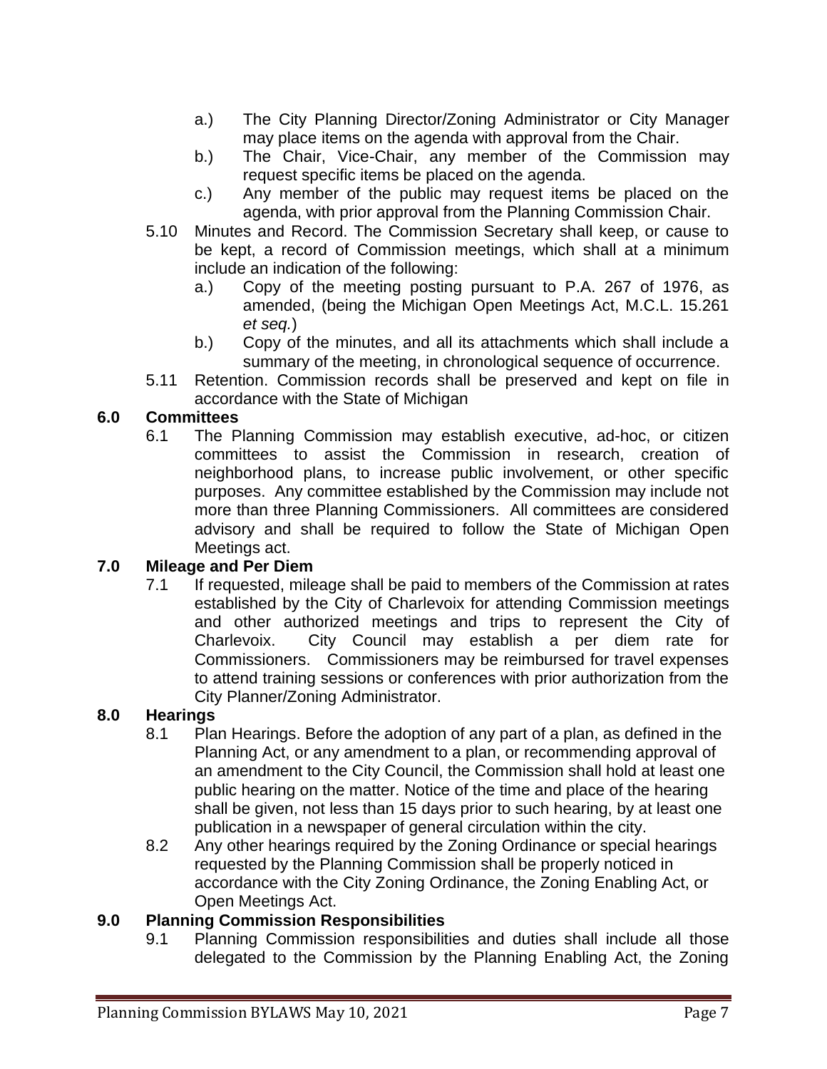a.) The City Planning Director/Zoning Administrator or City Manager may place items on the agenda with approval from the Chair.

b.) The Chair, Vice-Chair, any member of the Commission may request specific items be placed on the agenda.

c.) Any member of the public may request items be placed on the agenda, with prior approval from the Planning Commission Chair.

5.10 Minutes and Record. The Commission Secretary shall keep, or cause to be kept, a record of Commission meetings, which shall at a minimum include an indication of the following:

a.) Copy of the meeting posting pursuant to P.A. 267 of 1976, as amended, (being the Michigan Open Meetings Act, M.C.L. 15.261 *et seq.*)

b.) Copy of the minutes, and all its attachments which shall include a summary of the meeting, in chronological sequence of occurrence.

5.11 Retention. Commission records shall be preserved and kept on file in accordance with the State of Michigan

## 6.0 Committees

6.1 The Planning Commission may establish executive, ad-hoc, or citizen committees to assist the Commission in research, creation of neighborhood plans, to increase public involvement, or other specific purposes. Any committee established by the Commission may include not more than three Planning Commissioners. All committees are considered advisory and shall be required to follow the State of Michigan Open Meetings act.

## 7.0 Mileage and Per Diem

7.1 If requested, mileage shall be paid to members of the Commission at rates established by the City of Charlevoix for attending Commission meetings and other authorized meetings and trips to represent the City of Charlevoix. City Council may establish a per diem rate for Commissioners. Commissioners may be reimbursed for travel expenses to attend training sessions or conferences with prior authorization from the City Planner/Zoning Administrator.

## 8.0 Hearings

8.1 Plan Hearings. Before the adoption of any part of a plan, as defined in the Planning Act, or any amendment to a plan, or recommending approval of an amendment to the City Council, the Commission shall hold at least one public hearing on the matter. Notice of the time and place of the hearing shall be given, not less than 15 days prior to such hearing, by at least one publication in a newspaper of general circulation within the city.

8.2 Any other hearings required by the Zoning Ordinance or special hearings requested by the Planning Commission shall be properly noticed in accordance with the City Zoning Ordinance, the Zoning Enabling Act, or Open Meetings Act.

## 9.0 Planning Commission Responsibilities

9.1 Planning Commission responsibilities and duties shall include all those delegated to the Commission by the Planning Enabling Act, the Zoning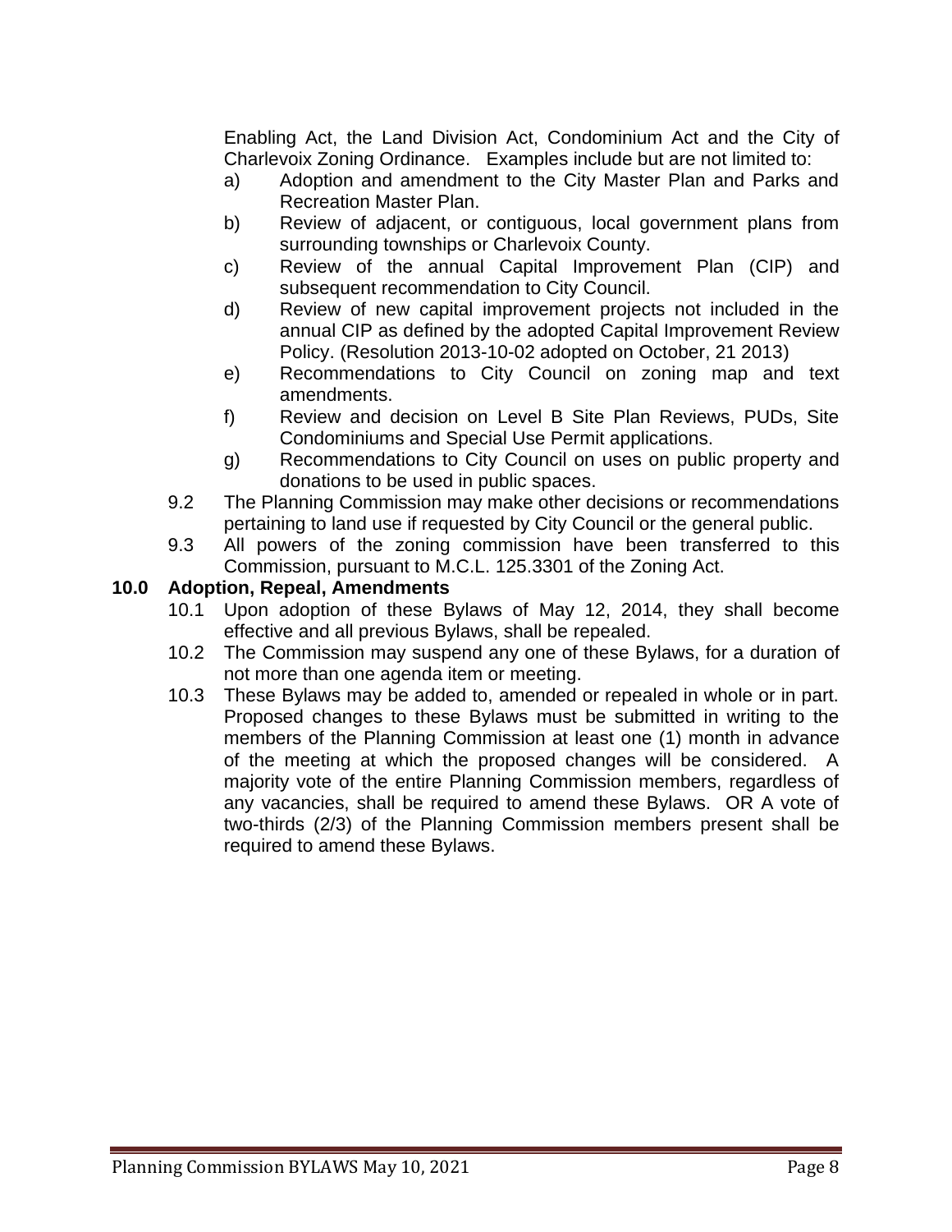Enabling Act, the Land Division Act, Condominium Act and the City of Charlevoix Zoning Ordinance. Examples include but are not limited to:

a) Adoption and amendment to the City Master Plan and Parks and Recreation Master Plan.
b) Review of adjacent, or contiguous, local government plans from surrounding townships or Charlevoix County.
c) Review of the annual Capital Improvement Plan (CIP) and subsequent recommendation to City Council.
d) Review of new capital improvement projects not included in the annual CIP as defined by the adopted Capital Improvement Review Policy. (Resolution 2013-10-02 adopted on October, 21 2013)
e) Recommendations to City Council on zoning map and text amendments.
f) Review and decision on Level B Site Plan Reviews, PUDs, Site Condominiums and Special Use Permit applications.
g) Recommendations to City Council on uses on public property and donations to be used in public spaces.

9.2 The Planning Commission may make other decisions or recommendations pertaining to land use if requested by City Council or the general public.

9.3 All powers of the zoning commission have been transferred to this Commission, pursuant to M.C.L. 125.3301 of the Zoning Act.

**10.0 Adoption, Repeal, Amendments**

10.1 Upon adoption of these Bylaws of May 12, 2014, they shall become effective and all previous Bylaws, shall be repealed.

10.2 The Commission may suspend any one of these Bylaws, for a duration of not more than one agenda item or meeting.

10.3 These Bylaws may be added to, amended or repealed in whole or in part. Proposed changes to these Bylaws must be submitted in writing to the members of the Planning Commission at least one (1) month in advance of the meeting at which the proposed changes will be considered. A majority vote of the entire Planning Commission members, regardless of any vacancies, shall be required to amend these Bylaws. OR A vote of two-thirds (2/3) of the Planning Commission members present shall be required to amend these Bylaws.